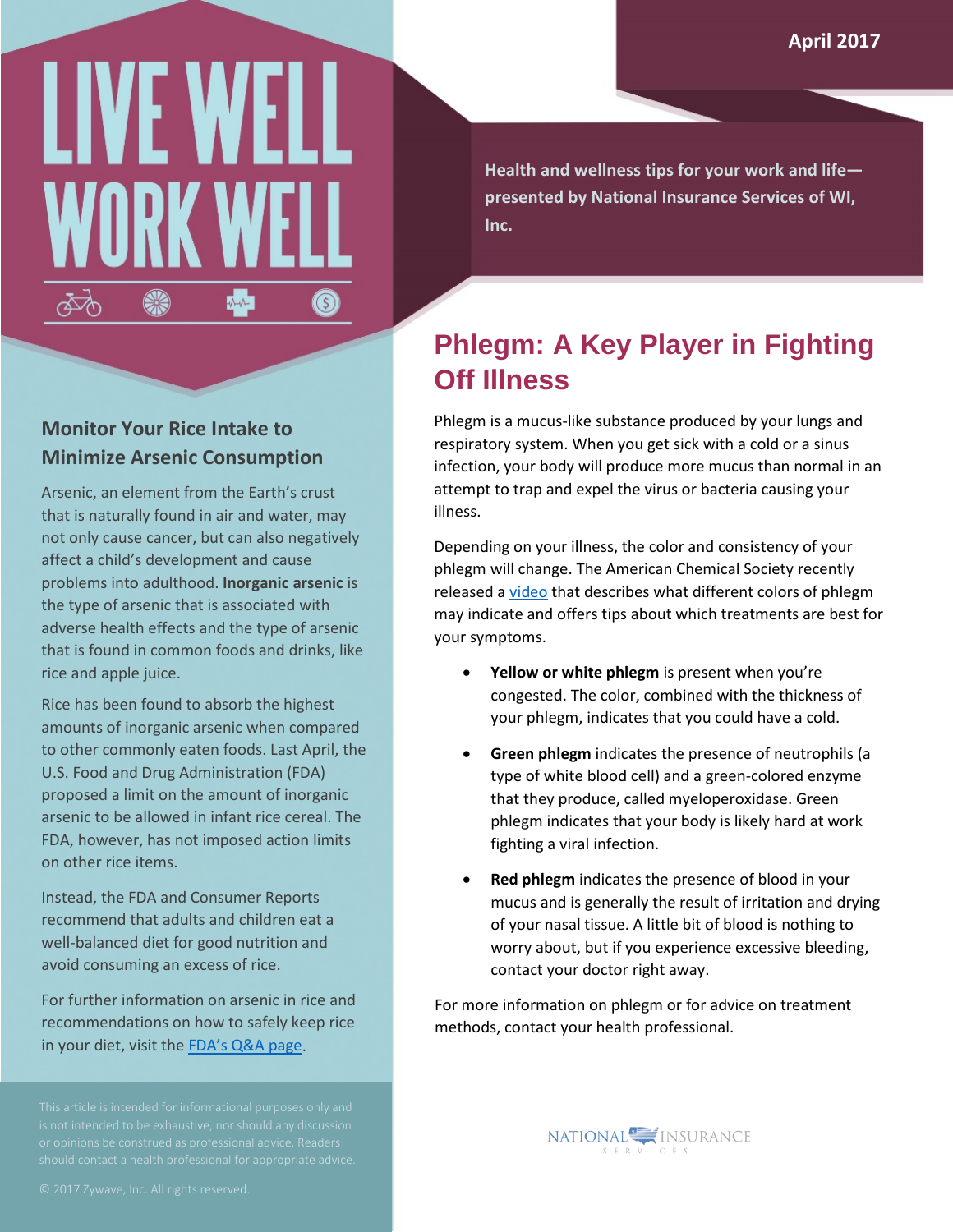# LIVE WELL WORK WELL

April 2017

Health and wellness tips for your work and life—presented by National Insurance Services of WI, Inc.

## Monitor Your Rice Intake to Minimize Arsenic Consumption

Arsenic, an element from the Earth's crust that is naturally found in air and water, may not only cause cancer, but can also negatively affect a child's development and cause problems into adulthood. **Inorganic arsenic** is the type of arsenic that is associated with adverse health effects and the type of arsenic that is found in common foods and drinks, like rice and apple juice.

Rice has been found to absorb the highest amounts of inorganic arsenic when compared to other commonly eaten foods. Last April, the U.S. Food and Drug Administration (FDA) proposed a limit on the amount of inorganic arsenic to be allowed in infant rice cereal. The FDA, however, has not imposed action limits on other rice items.

Instead, the FDA and Consumer Reports recommend that adults and children eat a well-balanced diet for good nutrition and avoid consuming an excess of rice.

For further information on arsenic in rice and recommendations on how to safely keep rice in your diet, visit the FDA's Q&A page.

This article is intended for informational purposes only and is not intended to be exhaustive, nor should any discussion or opinions be construed as professional advice. Readers should contact a health professional for appropriate advice.

© 2017 Zywave, Inc. All rights reserved.

## Phlegm: A Key Player in Fighting Off Illness

Phlegm is a mucus-like substance produced by your lungs and respiratory system. When you get sick with a cold or a sinus infection, your body will produce more mucus than normal in an attempt to trap and expel the virus or bacteria causing your illness.

Depending on your illness, the color and consistency of your phlegm will change. The American Chemical Society recently released a video that describes what different colors of phlegm may indicate and offers tips about which treatments are best for your symptoms.

- **Yellow or white phlegm** is present when you're congested. The color, combined with the thickness of your phlegm, indicates that you could have a cold.
- **Green phlegm** indicates the presence of neutrophils (a type of white blood cell) and a green-colored enzyme that they produce, called myeloperoxidase. Green phlegm indicates that your body is likely hard at work fighting a viral infection.
- **Red phlegm** indicates the presence of blood in your mucus and is generally the result of irritation and drying of your nasal tissue. A little bit of blood is nothing to worry about, but if you experience excessive bleeding, contact your doctor right away.

For more information on phlegm or for advice on treatment methods, contact your health professional.

NATIONAL INSURANCE SERVICES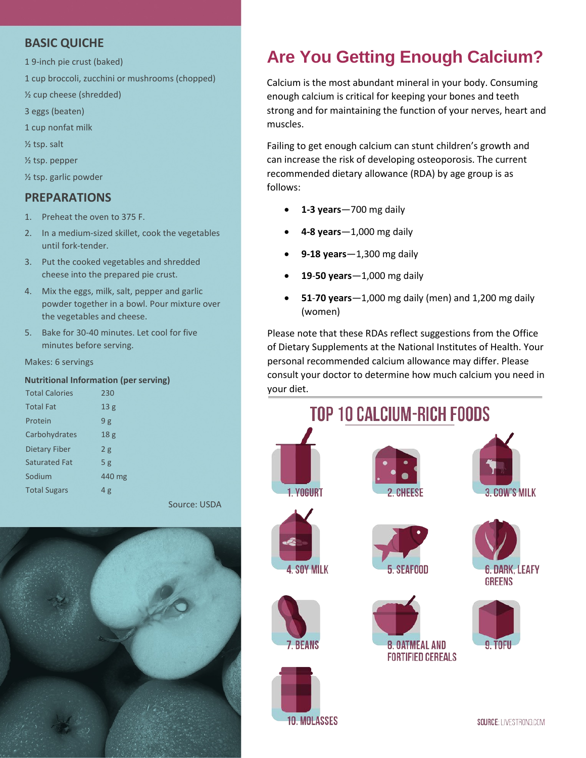## BASIC QUICHE

1 9-inch pie crust (baked)

1 cup broccoli, zucchini or mushrooms (chopped)

½ cup cheese (shredded)

3 eggs (beaten)

1 cup nonfat milk

½ tsp. salt

½ tsp. pepper

½ tsp. garlic powder

## PREPARATIONS

1. Preheat the oven to 375 F.
2. In a medium-sized skillet, cook the vegetables until fork-tender.
3. Put the cooked vegetables and shredded cheese into the prepared pie crust.
4. Mix the eggs, milk, salt, pepper and garlic powder together in a bowl. Pour mixture over the vegetables and cheese.
5. Bake for 30-40 minutes. Let cool for five minutes before serving.

Makes: 6 servings

**Nutritional Information (per serving)**

| | |
|---|---|
| Total Calories | 230 |
| Total Fat | 13 g |
| Protein | 9 g |
| Carbohydrates | 18 g |
| Dietary Fiber | 2 g |
| Saturated Fat | 5 g |
| Sodium | 440 mg |
| Total Sugars | 4 g |

Source: USDA

# Are You Getting Enough Calcium?

Calcium is the most abundant mineral in your body. Consuming enough calcium is critical for keeping your bones and teeth strong and for maintaining the function of your nerves, heart and muscles.

Failing to get enough calcium can stunt children's growth and can increase the risk of developing osteoporosis. The current recommended dietary allowance (RDA) by age group is as follows:

- **1-3 years**—700 mg daily
- **4-8 years**—1,000 mg daily
- **9-18 years**—1,300 mg daily
- **19-50 years**—1,000 mg daily
- **51-70 years**—1,000 mg daily (men) and 1,200 mg daily (women)

Please note that these RDAs reflect suggestions from the Office of Dietary Supplements at the National Institutes of Health. Your personal recommended calcium allowance may differ. Please consult your doctor to determine how much calcium you need in your diet.

## TOP 10 CALCIUM-RICH FOODS

1. YOGURT
2. CHEESE
3. COW'S MILK
4. SOY MILK
5. SEAFOOD
6. DARK, LEAFY GREENS
7. BEANS
8. OATMEAL AND FORTIFIED CEREALS
9. TOFU
10. MOLASSES

SOURCE: LIVESTRONG.COM